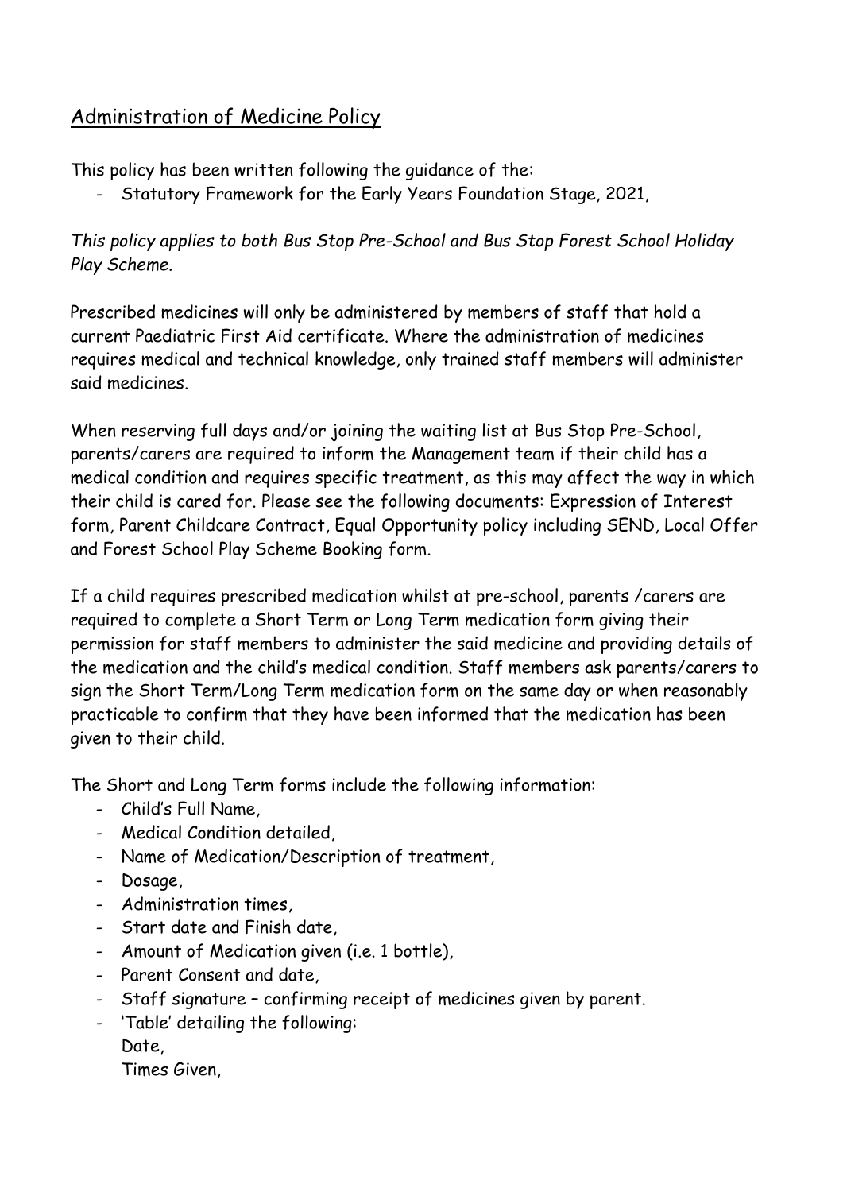# Administration of Medicine Policy

This policy has been written following the guidance of the:

- Statutory Framework for the Early Years Foundation Stage, 2021,

*This policy applies to both Bus Stop Pre-School and Bus Stop Forest School Holiday Play Scheme.*

Prescribed medicines will only be administered by members of staff that hold a current Paediatric First Aid certificate. Where the administration of medicines requires medical and technical knowledge, only trained staff members will administer said medicines.

When reserving full days and/or joining the waiting list at Bus Stop Pre-School, parents/carers are required to inform the Management team if their child has a medical condition and requires specific treatment, as this may affect the way in which their child is cared for. Please see the following documents: Expression of Interest form, Parent Childcare Contract, Equal Opportunity policy including SEND, Local Offer and Forest School Play Scheme Booking form.

If a child requires prescribed medication whilst at pre-school, parents /carers are required to complete a Short Term or Long Term medication form giving their permission for staff members to administer the said medicine and providing details of the medication and the child's medical condition. Staff members ask parents/carers to sign the Short Term/Long Term medication form on the same day or when reasonably practicable to confirm that they have been informed that the medication has been given to their child.

The Short and Long Term forms include the following information:

- Child's Full Name,
- Medical Condition detailed,
- Name of Medication/Description of treatment,
- Dosage,
- Administration times,
- Start date and Finish date,
- Amount of Medication given (i.e. 1 bottle),
- Parent Consent and date,
- Staff signature – confirming receipt of medicines given by parent.
- 'Table' detailing the following:
  Date,
  Times Given,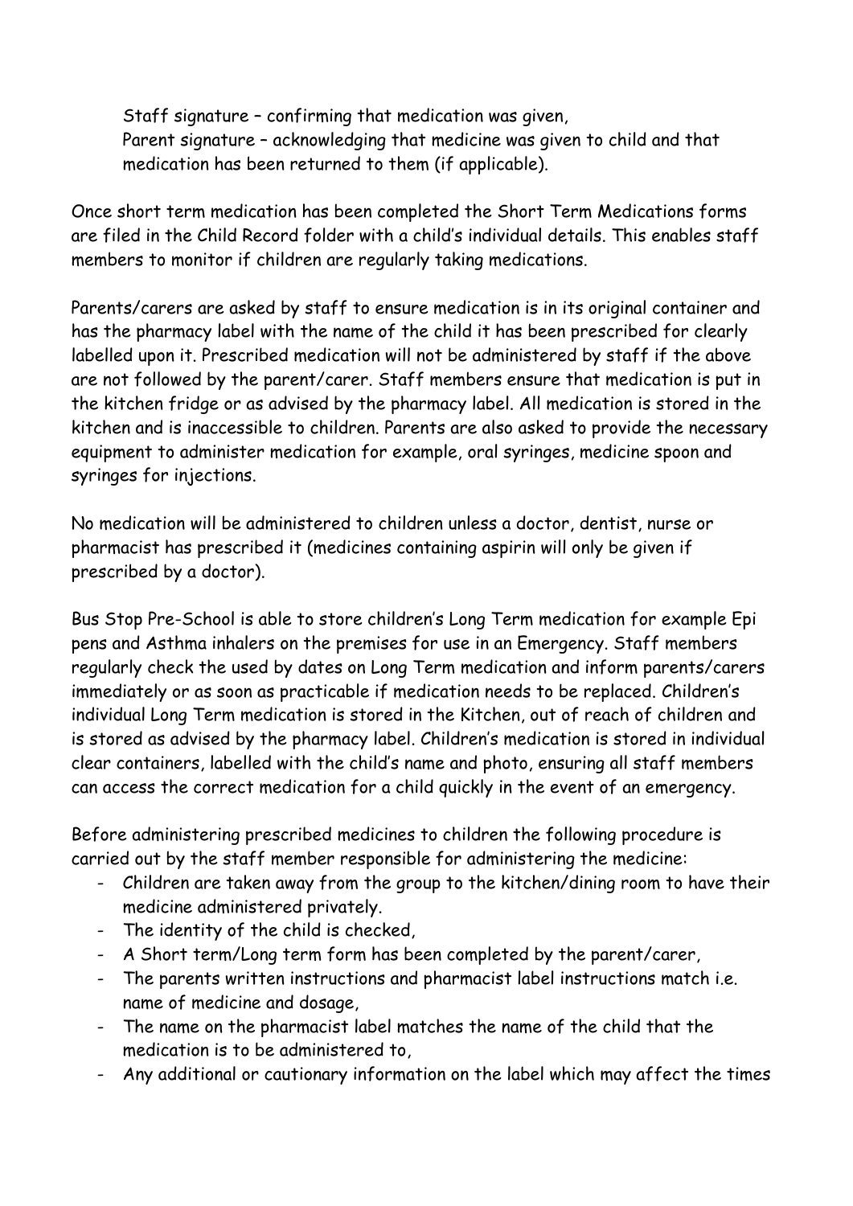Staff signature – confirming that medication was given,
Parent signature – acknowledging that medicine was given to child and that medication has been returned to them (if applicable).

Once short term medication has been completed the Short Term Medications forms are filed in the Child Record folder with a child's individual details. This enables staff members to monitor if children are regularly taking medications.

Parents/carers are asked by staff to ensure medication is in its original container and has the pharmacy label with the name of the child it has been prescribed for clearly labelled upon it. Prescribed medication will not be administered by staff if the above are not followed by the parent/carer. Staff members ensure that medication is put in the kitchen fridge or as advised by the pharmacy label. All medication is stored in the kitchen and is inaccessible to children. Parents are also asked to provide the necessary equipment to administer medication for example, oral syringes, medicine spoon and syringes for injections.

No medication will be administered to children unless a doctor, dentist, nurse or pharmacist has prescribed it (medicines containing aspirin will only be given if prescribed by a doctor).

Bus Stop Pre-School is able to store children's Long Term medication for example Epi pens and Asthma inhalers on the premises for use in an Emergency. Staff members regularly check the used by dates on Long Term medication and inform parents/carers immediately or as soon as practicable if medication needs to be replaced. Children's individual Long Term medication is stored in the Kitchen, out of reach of children and is stored as advised by the pharmacy label. Children's medication is stored in individual clear containers, labelled with the child's name and photo, ensuring all staff members can access the correct medication for a child quickly in the event of an emergency.

Before administering prescribed medicines to children the following procedure is carried out by the staff member responsible for administering the medicine:

- Children are taken away from the group to the kitchen/dining room to have their medicine administered privately.
- The identity of the child is checked,
- A Short term/Long term form has been completed by the parent/carer,
- The parents written instructions and pharmacist label instructions match i.e. name of medicine and dosage,
- The name on the pharmacist label matches the name of the child that the medication is to be administered to,
- Any additional or cautionary information on the label which may affect the times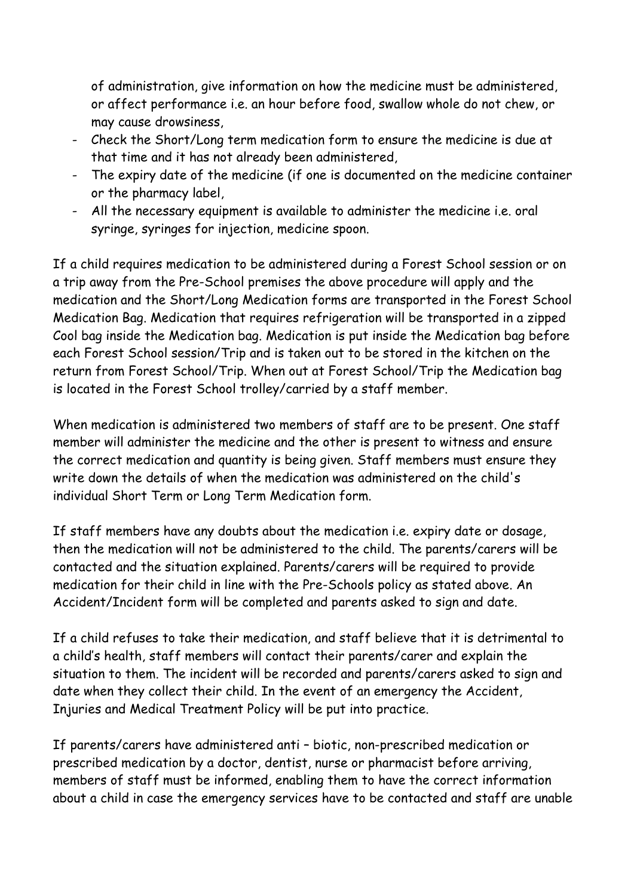of administration, give information on how the medicine must be administered, or affect performance i.e. an hour before food, swallow whole do not chew, or may cause drowsiness,

- Check the Short/Long term medication form to ensure the medicine is due at that time and it has not already been administered,
- The expiry date of the medicine (if one is documented on the medicine container or the pharmacy label,
- All the necessary equipment is available to administer the medicine i.e. oral syringe, syringes for injection, medicine spoon.

If a child requires medication to be administered during a Forest School session or on a trip away from the Pre-School premises the above procedure will apply and the medication and the Short/Long Medication forms are transported in the Forest School Medication Bag. Medication that requires refrigeration will be transported in a zipped Cool bag inside the Medication bag. Medication is put inside the Medication bag before each Forest School session/Trip and is taken out to be stored in the kitchen on the return from Forest School/Trip. When out at Forest School/Trip the Medication bag is located in the Forest School trolley/carried by a staff member.

When medication is administered two members of staff are to be present. One staff member will administer the medicine and the other is present to witness and ensure the correct medication and quantity is being given. Staff members must ensure they write down the details of when the medication was administered on the child's individual Short Term or Long Term Medication form.

If staff members have any doubts about the medication i.e. expiry date or dosage, then the medication will not be administered to the child. The parents/carers will be contacted and the situation explained. Parents/carers will be required to provide medication for their child in line with the Pre-Schools policy as stated above. An Accident/Incident form will be completed and parents asked to sign and date.

If a child refuses to take their medication, and staff believe that it is detrimental to a child's health, staff members will contact their parents/carer and explain the situation to them. The incident will be recorded and parents/carers asked to sign and date when they collect their child. In the event of an emergency the Accident, Injuries and Medical Treatment Policy will be put into practice.

If parents/carers have administered anti – biotic, non-prescribed medication or prescribed medication by a doctor, dentist, nurse or pharmacist before arriving, members of staff must be informed, enabling them to have the correct information about a child in case the emergency services have to be contacted and staff are unable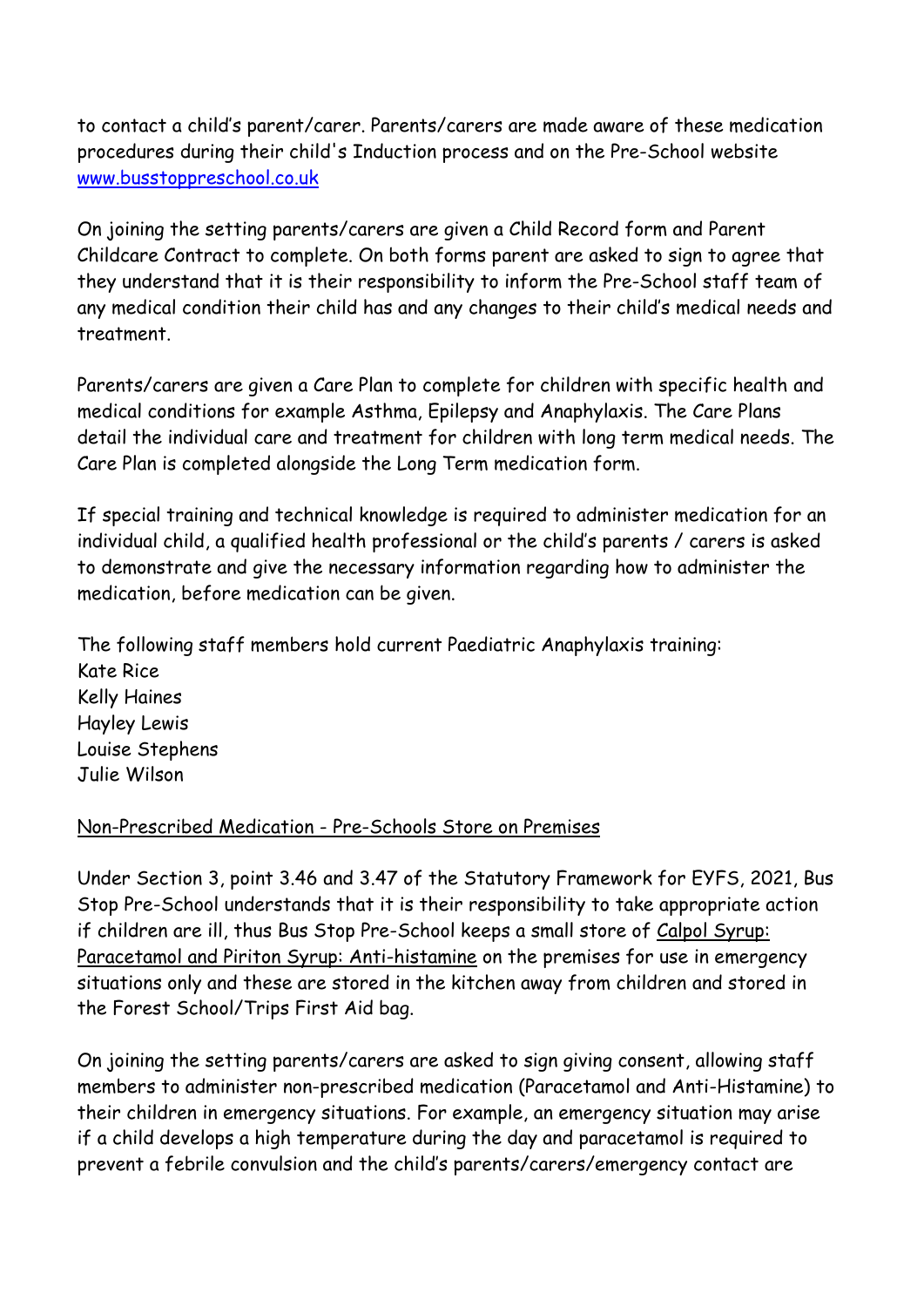to contact a child's parent/carer. Parents/carers are made aware of these medication procedures during their child's Induction process and on the Pre-School website [www.busstoppreschool.co.uk](http://www.busstoppreschool.co.uk)

On joining the setting parents/carers are given a Child Record form and Parent Childcare Contract to complete. On both forms parent are asked to sign to agree that they understand that it is their responsibility to inform the Pre-School staff team of any medical condition their child has and any changes to their child's medical needs and treatment.

Parents/carers are given a Care Plan to complete for children with specific health and medical conditions for example Asthma, Epilepsy and Anaphylaxis. The Care Plans detail the individual care and treatment for children with long term medical needs. The Care Plan is completed alongside the Long Term medication form.

If special training and technical knowledge is required to administer medication for an individual child, a qualified health professional or the child's parents / carers is asked to demonstrate and give the necessary information regarding how to administer the medication, before medication can be given.

The following staff members hold current Paediatric Anaphylaxis training:
Kate Rice
Kelly Haines
Hayley Lewis
Louise Stephens
Julie Wilson

<u>Non-Prescribed Medication - Pre-Schools Store on Premises</u>

Under Section 3, point 3.46 and 3.47 of the Statutory Framework for EYFS, 2021, Bus Stop Pre-School understands that it is their responsibility to take appropriate action if children are ill, thus Bus Stop Pre-School keeps a small store of <u>Calpol Syrup: Paracetamol and Piriton Syrup: Anti-histamine</u> on the premises for use in emergency situations only and these are stored in the kitchen away from children and stored in the Forest School/Trips First Aid bag.

On joining the setting parents/carers are asked to sign giving consent, allowing staff members to administer non-prescribed medication (Paracetamol and Anti-Histamine) to their children in emergency situations. For example, an emergency situation may arise if a child develops a high temperature during the day and paracetamol is required to prevent a febrile convulsion and the child's parents/carers/emergency contact are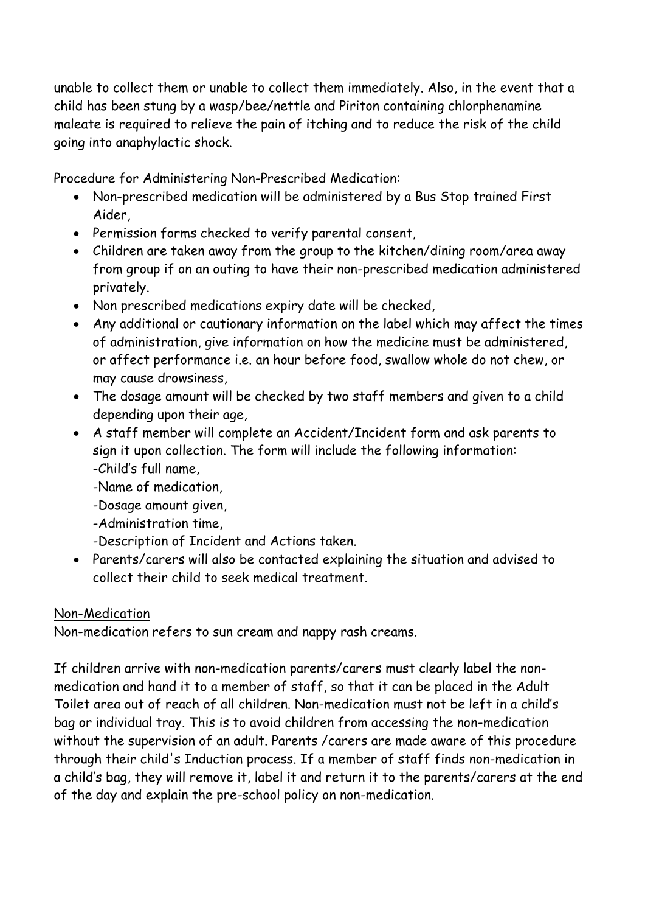unable to collect them or unable to collect them immediately. Also, in the event that a child has been stung by a wasp/bee/nettle and Piriton containing chlorphenamine maleate is required to relieve the pain of itching and to reduce the risk of the child going into anaphylactic shock.

Procedure for Administering Non-Prescribed Medication:

- Non-prescribed medication will be administered by a Bus Stop trained First Aider,
- Permission forms checked to verify parental consent,
- Children are taken away from the group to the kitchen/dining room/area away from group if on an outing to have their non-prescribed medication administered privately.
- Non prescribed medications expiry date will be checked,
- Any additional or cautionary information on the label which may affect the times of administration, give information on how the medicine must be administered, or affect performance i.e. an hour before food, swallow whole do not chew, or may cause drowsiness,
- The dosage amount will be checked by two staff members and given to a child depending upon their age,
- A staff member will complete an Accident/Incident form and ask parents to sign it upon collection. The form will include the following information:
  -Child's full name,
  -Name of medication,
  -Dosage amount given,
  -Administration time,
  -Description of Incident and Actions taken.
- Parents/carers will also be contacted explaining the situation and advised to collect their child to seek medical treatment.

<u>Non-Medication</u>

Non-medication refers to sun cream and nappy rash creams.

If children arrive with non-medication parents/carers must clearly label the non-medication and hand it to a member of staff, so that it can be placed in the Adult Toilet area out of reach of all children. Non-medication must not be left in a child's bag or individual tray. This is to avoid children from accessing the non-medication without the supervision of an adult. Parents /carers are made aware of this procedure through their child's Induction process. If a member of staff finds non-medication in a child's bag, they will remove it, label it and return it to the parents/carers at the end of the day and explain the pre-school policy on non-medication.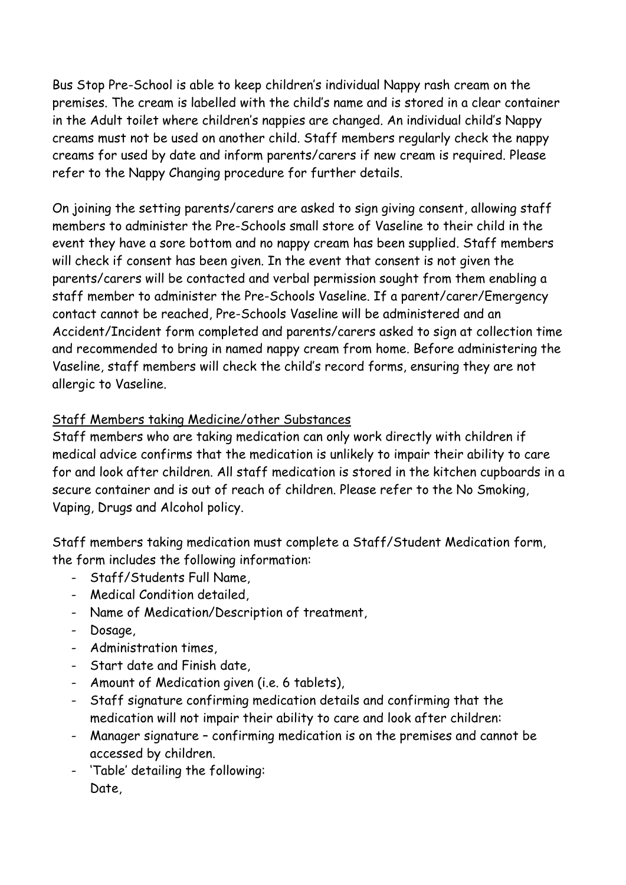Bus Stop Pre-School is able to keep children's individual Nappy rash cream on the premises. The cream is labelled with the child's name and is stored in a clear container in the Adult toilet where children's nappies are changed. An individual child's Nappy creams must not be used on another child. Staff members regularly check the nappy creams for used by date and inform parents/carers if new cream is required. Please refer to the Nappy Changing procedure for further details.

On joining the setting parents/carers are asked to sign giving consent, allowing staff members to administer the Pre-Schools small store of Vaseline to their child in the event they have a sore bottom and no nappy cream has been supplied. Staff members will check if consent has been given. In the event that consent is not given the parents/carers will be contacted and verbal permission sought from them enabling a staff member to administer the Pre-Schools Vaseline. If a parent/carer/Emergency contact cannot be reached, Pre-Schools Vaseline will be administered and an Accident/Incident form completed and parents/carers asked to sign at collection time and recommended to bring in named nappy cream from home. Before administering the Vaseline, staff members will check the child's record forms, ensuring they are not allergic to Vaseline.

<u>Staff Members taking Medicine/other Substances</u>

Staff members who are taking medication can only work directly with children if medical advice confirms that the medication is unlikely to impair their ability to care for and look after children. All staff medication is stored in the kitchen cupboards in a secure container and is out of reach of children. Please refer to the No Smoking, Vaping, Drugs and Alcohol policy.

Staff members taking medication must complete a Staff/Student Medication form, the form includes the following information:

- Staff/Students Full Name,
- Medical Condition detailed,
- Name of Medication/Description of treatment,
- Dosage,
- Administration times,
- Start date and Finish date,
- Amount of Medication given (i.e. 6 tablets),
- Staff signature confirming medication details and confirming that the medication will not impair their ability to care and look after children:
- Manager signature – confirming medication is on the premises and cannot be accessed by children.
- 'Table' detailing the following:
  Date,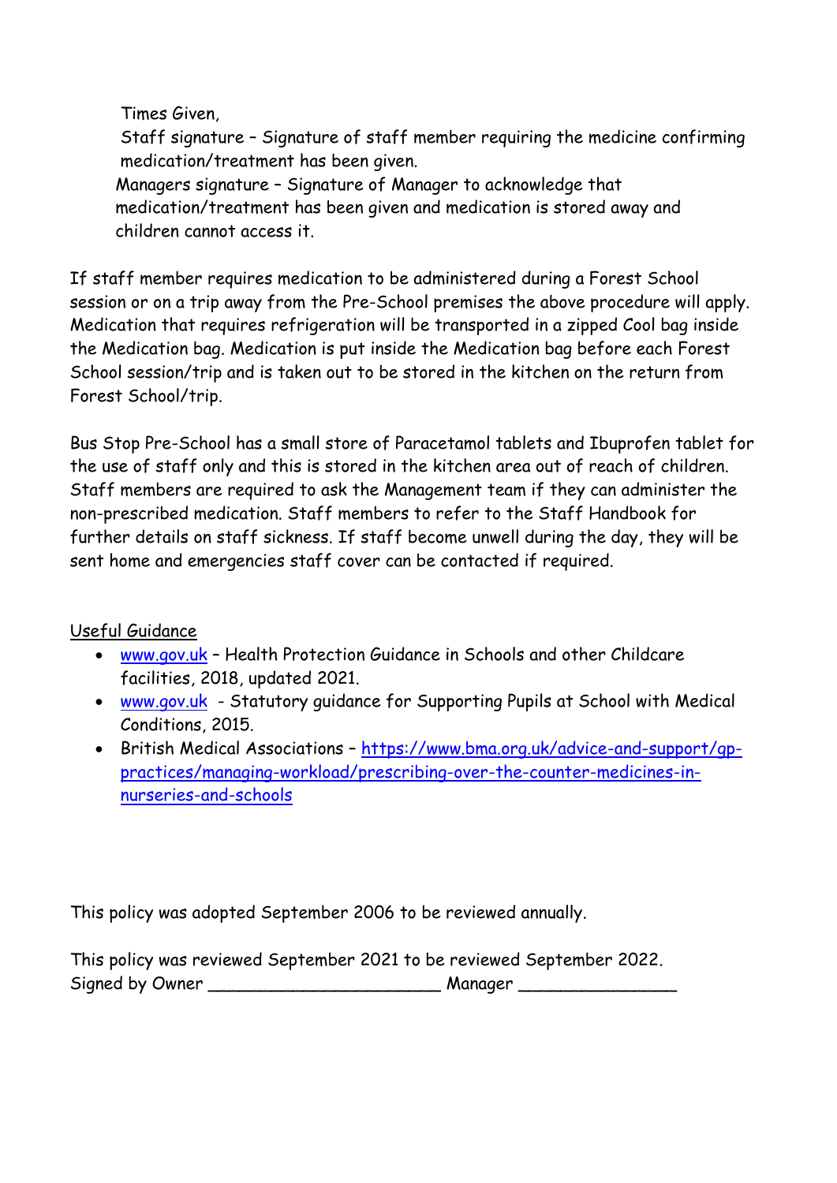Times Given,

Staff signature – Signature of staff member requiring the medicine confirming medication/treatment has been given.

Managers signature – Signature of Manager to acknowledge that medication/treatment has been given and medication is stored away and children cannot access it.

If staff member requires medication to be administered during a Forest School session or on a trip away from the Pre-School premises the above procedure will apply. Medication that requires refrigeration will be transported in a zipped Cool bag inside the Medication bag. Medication is put inside the Medication bag before each Forest School session/trip and is taken out to be stored in the kitchen on the return from Forest School/trip.

Bus Stop Pre-School has a small store of Paracetamol tablets and Ibuprofen tablet for the use of staff only and this is stored in the kitchen area out of reach of children. Staff members are required to ask the Management team if they can administer the non-prescribed medication. Staff members to refer to the Staff Handbook for further details on staff sickness. If staff become unwell during the day, they will be sent home and emergencies staff cover can be contacted if required.

Useful Guidance

- www.gov.uk – Health Protection Guidance in Schools and other Childcare facilities, 2018, updated 2021.
- www.gov.uk - Statutory guidance for Supporting Pupils at School with Medical Conditions, 2015.
- British Medical Associations – https://www.bma.org.uk/advice-and-support/gp-practices/managing-workload/prescribing-over-the-counter-medicines-in-nurseries-and-schools

This policy was adopted September 2006 to be reviewed annually.

This policy was reviewed September 2021 to be reviewed September 2022.
Signed by Owner _______________________ Manager ________________